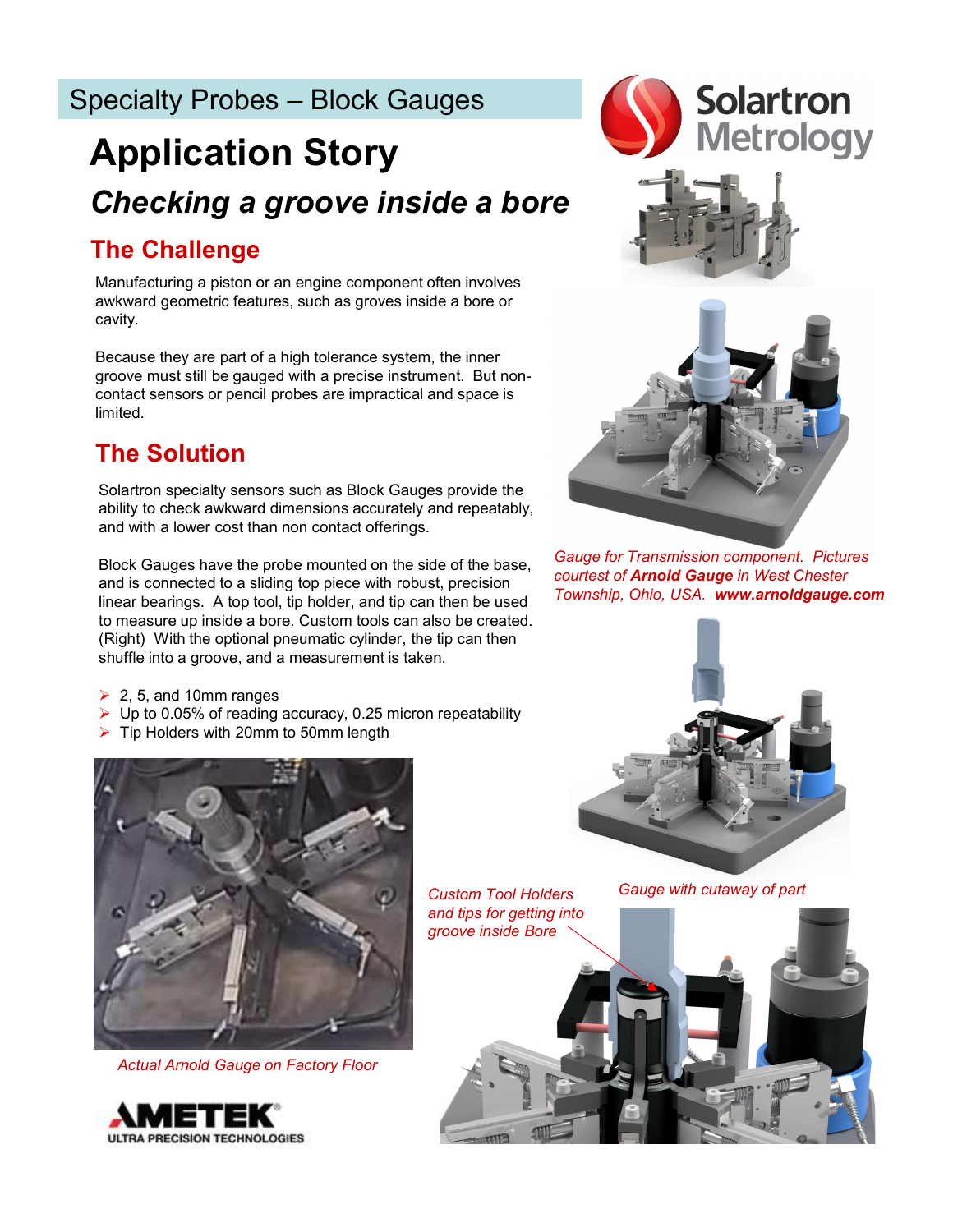Specialty Probes – Block Gauges

# Application Story

## *Checking a groove inside a bore*

### The Challenge

Manufacturing a piston or an engine component often involves awkward geometric features, such as groves inside a bore or cavity.

Because they are part of a high tolerance system, the inner groove must still be gauged with a precise instrument. But non-contact sensors or pencil probes are impractical and space is limited.

### The Solution

Solartron specialty sensors such as Block Gauges provide the ability to check awkward dimensions accurately and repeatably, and with a lower cost than non contact offerings.

Block Gauges have the probe mounted on the side of the base, and is connected to a sliding top piece with robust, precision linear bearings. A top tool, tip holder, and tip can then be used to measure up inside a bore. Custom tools can also be created. (Right) With the optional pneumatic cylinder, the tip can then shuffle into a groove, and a measurement is taken.

- 2, 5, and 10mm ranges
- Up to 0.05% of reading accuracy, 0.25 micron repeatability
- Tip Holders with 20mm to 50mm length

*Gauge for Transmission component. Pictures courtest of **Arnold Gauge** in West Chester Township, Ohio, USA. **www.arnoldgauge.com***

*Gauge with cutaway of part*

*Custom Tool Holders and tips for getting into groove inside Bore*

*Actual Arnold Gauge on Factory Floor*

AMETEK ULTRA PRECISION TECHNOLOGIES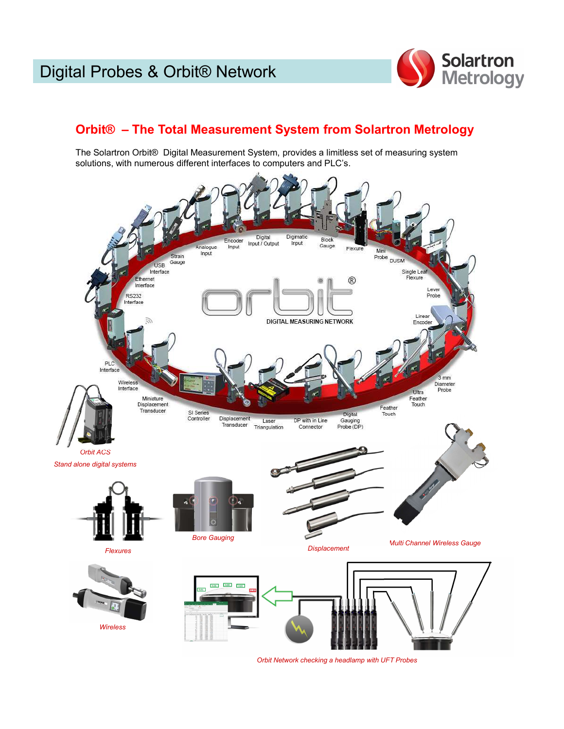# Digital Probes & Orbit® Network

## Orbit® – The Total Measurement System from Solartron Metrology

The Solartron Orbit® Digital Measurement System, provides a limitless set of measuring system solutions, with numerous different interfaces to computers and PLC's.

Orbit ACS

*Stand alone digital systems*

*Flexures*

*Bore Gauging*

*Displacement*

*Multi Channel Wireless Gauge*

*Wireless*

*Orbit Network checking a headlamp with UFT Probes*